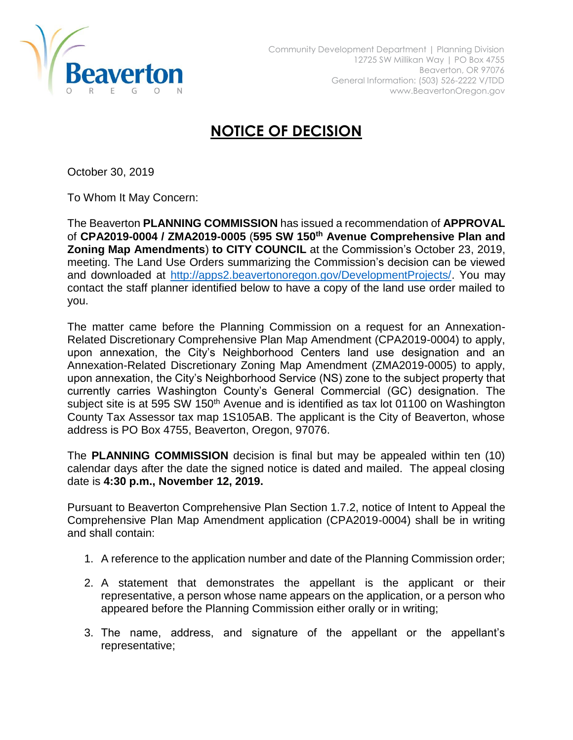Community Development Department | Planning Division
12725 SW Millikan Way | PO Box 4755
Beaverton, OR 97076
General Information: (503) 526-2222 V/TDD
www.BeavertonOregon.gov

# NOTICE OF DECISION

October 30, 2019

To Whom It May Concern:

The Beaverton **PLANNING COMMISSION** has issued a recommendation of **APPROVAL** of **CPA2019-0004 / ZMA2019-0005** (**595 SW 150th Avenue Comprehensive Plan and Zoning Map Amendments**) **to CITY COUNCIL** at the Commission's October 23, 2019, meeting. The Land Use Orders summarizing the Commission's decision can be viewed and downloaded at http://apps2.beavertonoregon.gov/DevelopmentProjects/. You may contact the staff planner identified below to have a copy of the land use order mailed to you.

The matter came before the Planning Commission on a request for an Annexation-Related Discretionary Comprehensive Plan Map Amendment (CPA2019-0004) to apply, upon annexation, the City's Neighborhood Centers land use designation and an Annexation-Related Discretionary Zoning Map Amendment (ZMA2019-0005) to apply, upon annexation, the City's Neighborhood Service (NS) zone to the subject property that currently carries Washington County's General Commercial (GC) designation. The subject site is at 595 SW 150th Avenue and is identified as tax lot 01100 on Washington County Tax Assessor tax map 1S105AB. The applicant is the City of Beaverton, whose address is PO Box 4755, Beaverton, Oregon, 97076.

The **PLANNING COMMISSION** decision is final but may be appealed within ten (10) calendar days after the date the signed notice is dated and mailed. The appeal closing date is **4:30 p.m., November 12, 2019.**

Pursuant to Beaverton Comprehensive Plan Section 1.7.2, notice of Intent to Appeal the Comprehensive Plan Map Amendment application (CPA2019-0004) shall be in writing and shall contain:

1. A reference to the application number and date of the Planning Commission order;
2. A statement that demonstrates the appellant is the applicant or their representative, a person whose name appears on the application, or a person who appeared before the Planning Commission either orally or in writing;
3. The name, address, and signature of the appellant or the appellant's representative;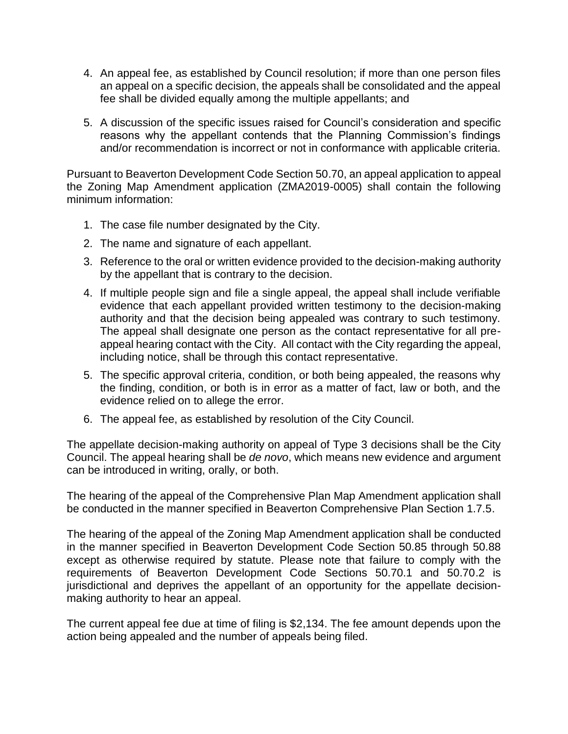4. An appeal fee, as established by Council resolution; if more than one person files an appeal on a specific decision, the appeals shall be consolidated and the appeal fee shall be divided equally among the multiple appellants; and

5. A discussion of the specific issues raised for Council's consideration and specific reasons why the appellant contends that the Planning Commission's findings and/or recommendation is incorrect or not in conformance with applicable criteria.

Pursuant to Beaverton Development Code Section 50.70, an appeal application to appeal the Zoning Map Amendment application (ZMA2019-0005) shall contain the following minimum information:

1. The case file number designated by the City.
2. The name and signature of each appellant.
3. Reference to the oral or written evidence provided to the decision-making authority by the appellant that is contrary to the decision.
4. If multiple people sign and file a single appeal, the appeal shall include verifiable evidence that each appellant provided written testimony to the decision-making authority and that the decision being appealed was contrary to such testimony. The appeal shall designate one person as the contact representative for all pre-appeal hearing contact with the City. All contact with the City regarding the appeal, including notice, shall be through this contact representative.
5. The specific approval criteria, condition, or both being appealed, the reasons why the finding, condition, or both is in error as a matter of fact, law or both, and the evidence relied on to allege the error.
6. The appeal fee, as established by resolution of the City Council.

The appellate decision-making authority on appeal of Type 3 decisions shall be the City Council. The appeal hearing shall be *de novo*, which means new evidence and argument can be introduced in writing, orally, or both.

The hearing of the appeal of the Comprehensive Plan Map Amendment application shall be conducted in the manner specified in Beaverton Comprehensive Plan Section 1.7.5.

The hearing of the appeal of the Zoning Map Amendment application shall be conducted in the manner specified in Beaverton Development Code Section 50.85 through 50.88 except as otherwise required by statute. Please note that failure to comply with the requirements of Beaverton Development Code Sections 50.70.1 and 50.70.2 is jurisdictional and deprives the appellant of an opportunity for the appellate decision-making authority to hear an appeal.

The current appeal fee due at time of filing is $2,134. The fee amount depends upon the action being appealed and the number of appeals being filed.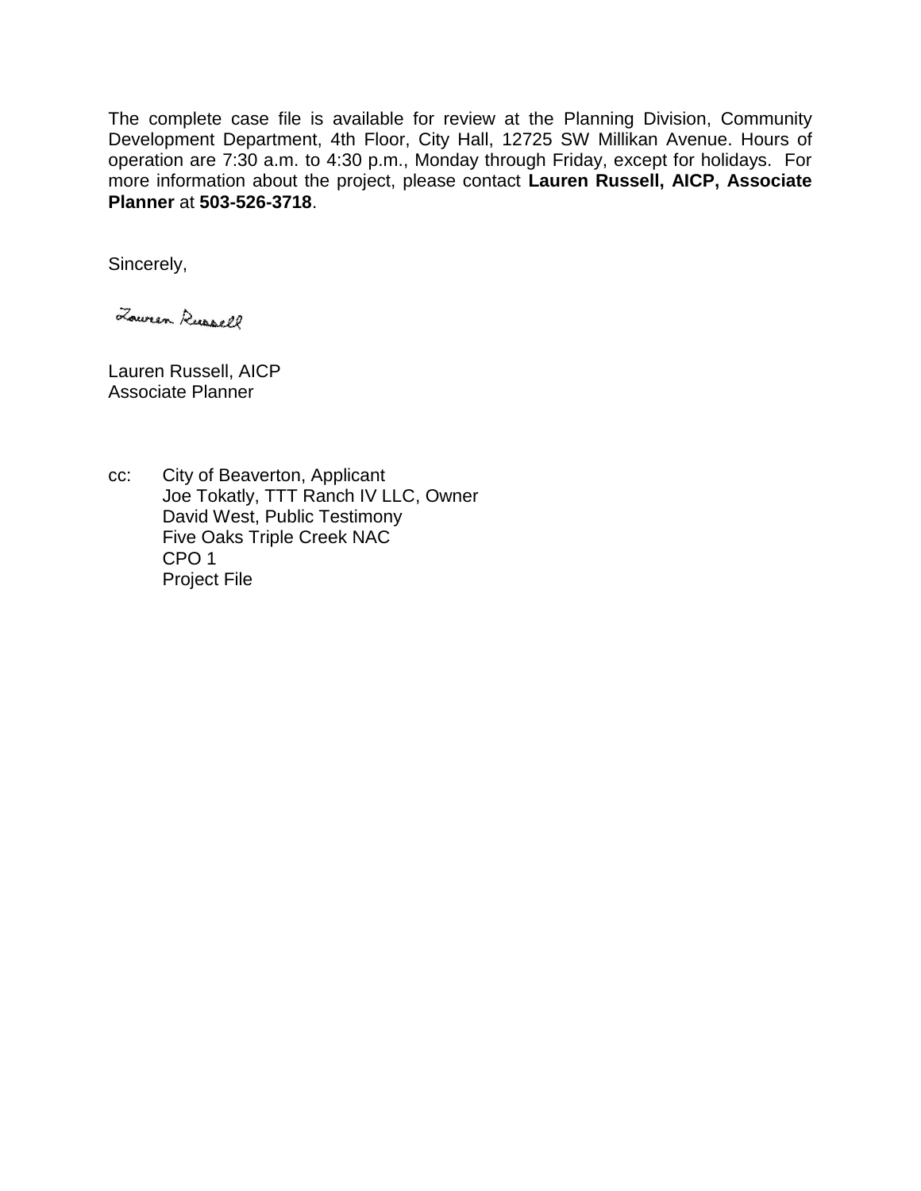The complete case file is available for review at the Planning Division, Community Development Department, 4th Floor, City Hall, 12725 SW Millikan Avenue. Hours of operation are 7:30 a.m. to 4:30 p.m., Monday through Friday, except for holidays. For more information about the project, please contact **Lauren Russell, AICP, Associate Planner** at **503-526-3718**.

Sincerely,

Lauren Russell

Lauren Russell, AICP
Associate Planner

cc: City of Beaverton, Applicant
Joe Tokatly, TTT Ranch IV LLC, Owner
David West, Public Testimony
Five Oaks Triple Creek NAC
CPO 1
Project File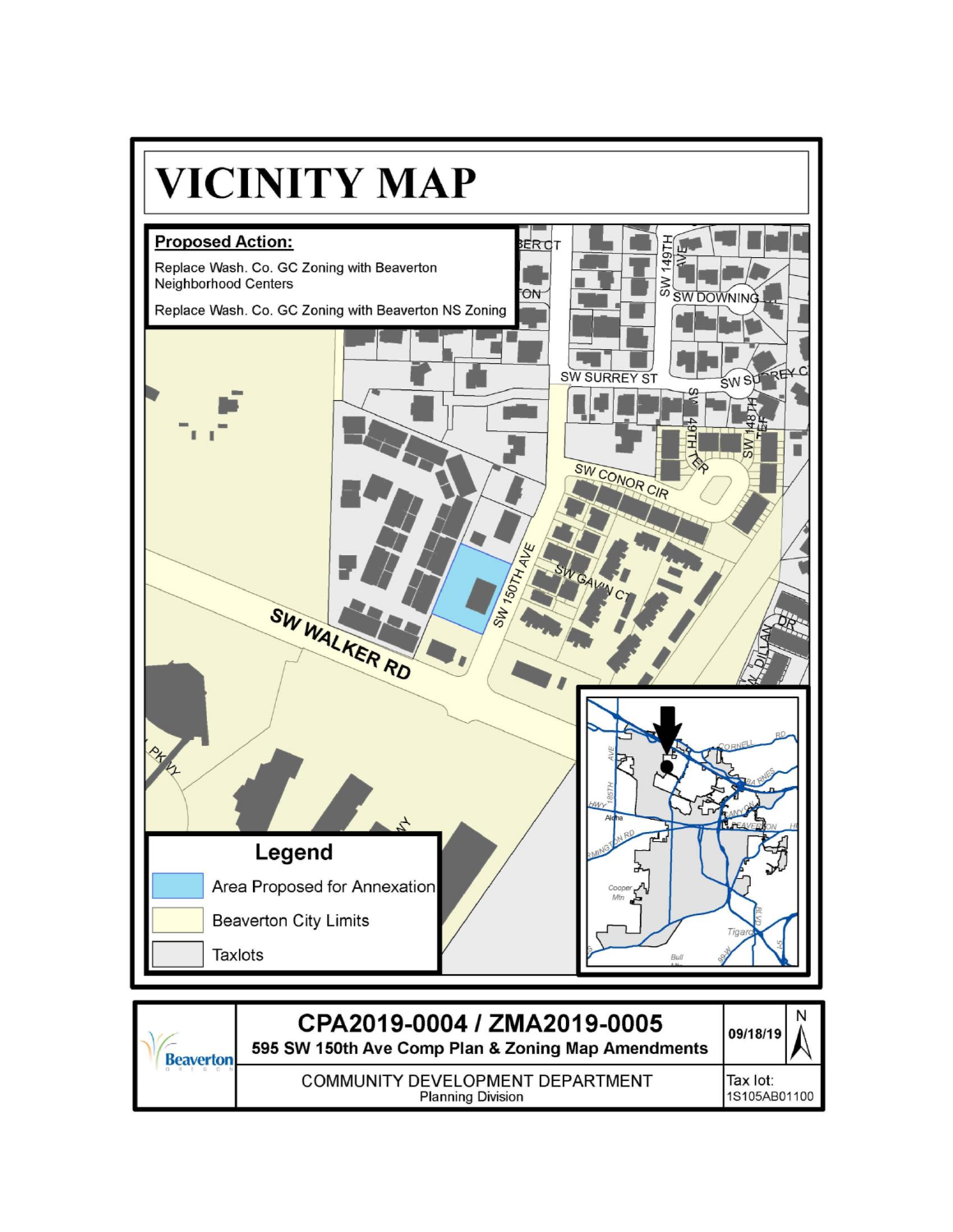# VICINITY MAP

**Proposed Action:**

Replace Wash. Co. GC Zoning with Beaverton Neighborhood Centers

Replace Wash. Co. GC Zoning with Beaverton NS Zoning

SW SURREY ST

SW CONOR CIR

SW GAVIN CT

SW 150TH AVE

SW WALKER RD

SW 149TH AVE

SW DOWNING

SW 149TH TER

SW 148TH TER

**Legend**

- Area Proposed for Annexation
- Beaverton City Limits
- Taxlots

## CPA2019-0004 / ZMA2019-0005

595 SW 150th Ave Comp Plan & Zoning Map Amendments

09/18/19

N

COMMUNITY DEVELOPMENT DEPARTMENT

Planning Division

Tax lot: 1S105AB01100